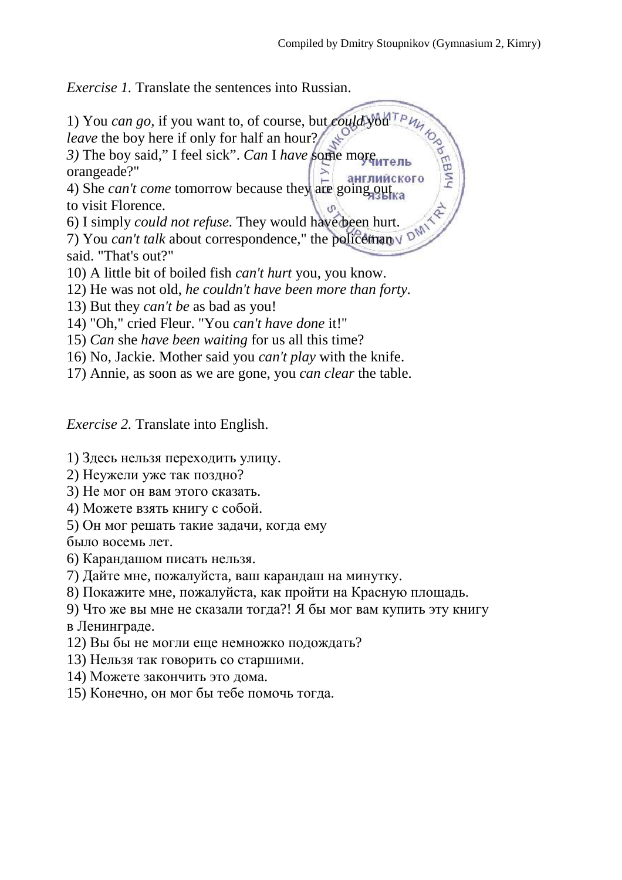Compiled by Dmitry Stoupnikov (Gymnasium 2, Kimry)

*Exercise 1.* Translate the sentences into Russian.

1) You *can go,* if you want to, of course, but *could* you *leave* the boy here if only for half an hour?
*3)* The boy said,” I feel sick”. *Can* I *have* some more orangeade?"
4) She *can't come* tomorrow because they are going out to visit Florence.
6) I simply *could not refuse.* They would have been hurt.
7) You *can't talk* about correspondence," the policeman said. "That's out?"
10) A little bit of boiled fish *can't hurt* you, you know.
12) He was not old, *he couldn't have been more than forty.*
13) But they *can't be* as bad as you!
14) "Oh," cried Fleur. "You *can't have done* it!"
15) *Can* she *have been waiting* for us all this time?
16) No, Jackie. Mother said you *can't play* with the knife.
17) Annie, as soon as we are gone, you *can clear* the table.

*Exercise 2.* Translate into English.

1) Здесь нельзя переходить улицу.
2) Неужели уже так поздно?
3) Не мог он вам этого сказать.
4) Можете взять книгу с собой.
5) Он мог решать такие задачи, когда ему было восемь лет.
6) Карандашом писать нельзя.
7) Дайте мне, пожалуйста, ваш карандаш на минутку.
8) Покажите мне, пожалуйста, как пройти на Красную площадь.
9) Что же вы мне не сказали тогда?! Я бы мог вам купить эту книгу в Ленинграде.
12) Вы бы не могли еще немножко подождать?
13) Нельзя так говорить со старшими.
14) Можете закончить это дома.
15) Конечно, он мог бы тебе помочь тогда.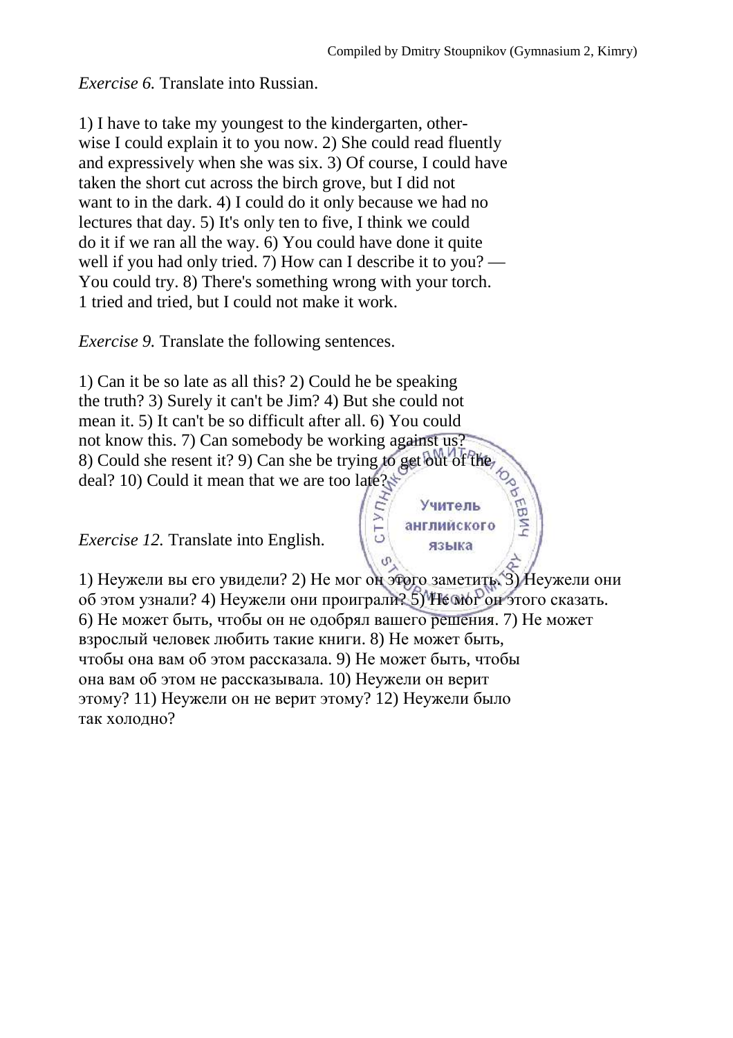*Exercise 6.* Translate into Russian.

1) I have to take my youngest to the kindergarten, otherwise I could explain it to you now. 2) She could read fluently and expressively when she was six. 3) Of course, I could have taken the short cut across the birch grove, but I did not want to in the dark. 4) I could do it only because we had no lectures that day. 5) It's only ten to five, I think we could do it if we ran all the way. 6) You could have done it quite well if you had only tried. 7) How can I describe it to you? — You could try. 8) There's something wrong with your torch. 1 tried and tried, but I could not make it work.

*Exercise 9.* Translate the following sentences.

1) Can it be so late as all this? 2) Could he be speaking the truth? 3) Surely it can't be Jim? 4) But she could not mean it. 5) It can't be so difficult after all. 6) You could not know this. 7) Can somebody be working against us? 8) Could she resent it? 9) Can she be trying to get out of the deal? 10) Could it mean that we are too late?

*Exercise 12.* Translate into English.

1) Неужели вы его увидели? 2) Не мог он этого заметить. 3) Неужели они об этом узнали? 4) Неужели они проиграли? 5) Не мог он этого сказать. 6) Не может быть, чтобы он не одобрял вашего решения. 7) Не может взрослый человек любить такие книги. 8) Не может быть, чтобы она вам об этом рассказала. 9) Не может быть, чтобы она вам об этом не рассказывала. 10) Неужели он верит этому? 11) Неужели он не верит этому? 12) Неужели было так холодно?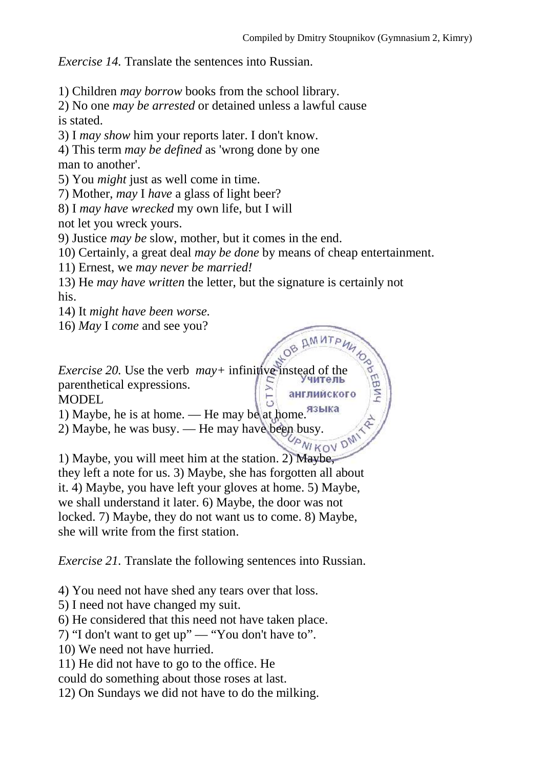*Exercise 14.* Translate the sentences into Russian.

1) Children *may borrow* books from the school library.
2) No one *may be arrested* or detained unless a lawful cause is stated.
3) I *may show* him your reports later. I don't know.
4) This term *may be defined* as 'wrong done by one man to another'.
5) You *might* just as well come in time.
7) Mother, *may* I *have* a glass of light beer?
8) I *may have wrecked* my own life, but I will not let you wreck yours.
9) Justice *may be* slow, mother, but it comes in the end.
10) Certainly, a great deal *may be done* by means of cheap entertainment.
11) Ernest, we *may never be married!*
13) He *may have written* the letter, but the signature is certainly not his.
14) It *might have been worse.*
16) *May* I *come* and see you?

*Exercise 20.* Use the verb *may+* infinitive instead of the parenthetical expressions.

MODEL

1) Maybe, he is at home. — He may be at home.
2) Maybe, he was busy. — He may have been busy.

1) Maybe, you will meet him at the station. 2) Maybe, they left a note for us. 3) Maybe, she has forgotten all about it. 4) Maybe, you have left your gloves at home. 5) Maybe, we shall understand it later. 6) Maybe, the door was not locked. 7) Maybe, they do not want us to come. 8) Maybe, she will write from the first station.

*Exercise 21.* Translate the following sentences into Russian.

4) You need not have shed any tears over that loss.
5) I need not have changed my suit.
6) He considered that this need not have taken place.
7) “I don't want to get up” — “You don't have to”.
10) We need not have hurried.
11) He did not have to go to the office. He could do something about those roses at last.
12) On Sundays we did not have to do the milking.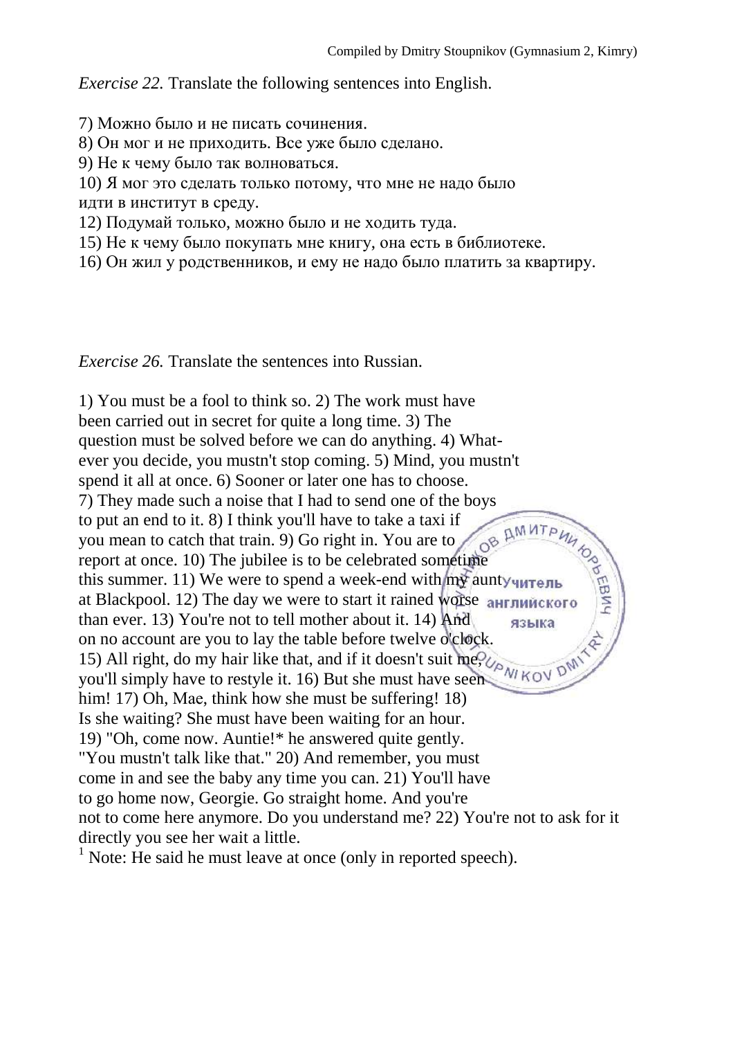*Exercise 22.* Translate the following sentences into English.

7) Можно было и не писать сочинения.
8) Он мог и не приходить. Все уже было сделано.
9) Не к чему было так волноваться.
10) Я мог это сделать только потому, что мне не надо было идти в институт в среду.
12) Подумай только, можно было и не ходить туда.
15) Не к чему было покупать мне книгу, она есть в библиотеке.
16) Он жил у родственников, и ему не надо было платить за квартиру.

*Exercise 26.* Translate the sentences into Russian.

1) You must be a fool to think so. 2) The work must have been carried out in secret for quite a long time. 3) The question must be solved before we can do anything. 4) Whatever you decide, you mustn't stop coming. 5) Mind, you mustn't spend it all at once. 6) Sooner or later one has to choose. 7) They made such a noise that I had to send one of the boys to put an end to it. 8) I think you'll have to take a taxi if you mean to catch that train. 9) Go right in. You are to report at once. 10) The jubilee is to be celebrated sometime this summer. 11) We were to spend a week-end with my aunt at Blackpool. 12) The day we were to start it rained worse than ever. 13) You're not to tell mother about it. 14) And on no account are you to lay the table before twelve o'clock. 15) All right, do my hair like that, and if it doesn't suit me, you'll simply have to restyle it. 16) But she must have seen him! 17) Oh, Mae, think how she must be suffering! 18) Is she waiting? She must have been waiting for an hour. 19) "Oh, come now. Auntie!* he answered quite gently. "You mustn't talk like that." 20) And remember, you must come in and see the baby any time you can. 21) You'll have to go home now, Georgie. Go straight home. And you're not to come here anymore. Do you understand me? 22) You're not to ask for it directly you see her wait a little.

[1] Note: He said he must leave at once (only in reported speech).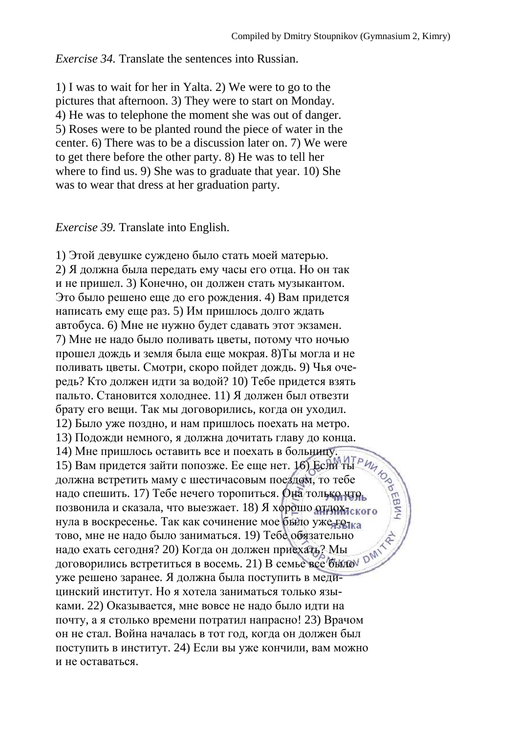*Exercise 34.* Translate the sentences into Russian.

1) I was to wait for her in Yalta. 2) We were to go to the pictures that afternoon. 3) They were to start on Monday. 4) He was to telephone the moment she was out of danger. 5) Roses were to be planted round the piece of water in the center. 6) There was to be a discussion later on. 7) We were to get there before the other party. 8) He was to tell her where to find us. 9) She was to graduate that year. 10) She was to wear that dress at her graduation party.

*Exercise 39.* Translate into English.

1) Этой девушке суждено было стать моей матерью. 2) Я должна была передать ему часы его отца. Но он так и не пришел. 3) Конечно, он должен стать музыкантом. Это было решено еще до его рождения. 4) Вам придется написать ему еще раз. 5) Им пришлось долго ждать автобуса. 6) Мне не нужно будет сдавать этот экзамен. 7) Мне не надо было поливать цветы, потому что ночью прошел дождь и земля была еще мокрая. 8)Ты могла и не поливать цветы. Смотри, скоро пойдет дождь. 9) Чья очередь? Кто должен идти за водой? 10) Тебе придется взять пальто. Становится холоднее. 11) Я должен был отвезти брату его вещи. Так мы договорились, когда он уходил. 12) Было уже поздно, и нам пришлось поехать на метро. 13) Подожди немного, я должна дочитать главу до конца. 14) Мне пришлось оставить все и поехать в больницу. 15) Вам придется зайти попозже. Ее еще нет. 16) Если ты должна встретить маму с шестичасовым поездом, то тебе надо спешить. 17) Тебе нечего торопиться. Она только что позвонила и сказала, что выезжает. 18) Я хорошо отдохнула в воскресенье. Так как сочинение мое было уже готово, мне не надо было заниматься. 19) Тебе обязательно надо ехать сегодня? 20) Когда он должен приехать? Мы договорились встретиться в восемь. 21) В семье все было уже решено заранее. Я должна была поступить в медицинский институт. Но я хотела заниматься только языками. 22) Оказывается, мне вовсе не надо было идти на почту, а я столько времени потратил напрасно! 23) Врачом он не стал. Война началась в тот год, когда он должен был поступить в институт. 24) Если вы уже кончили, вам можно и не оставаться.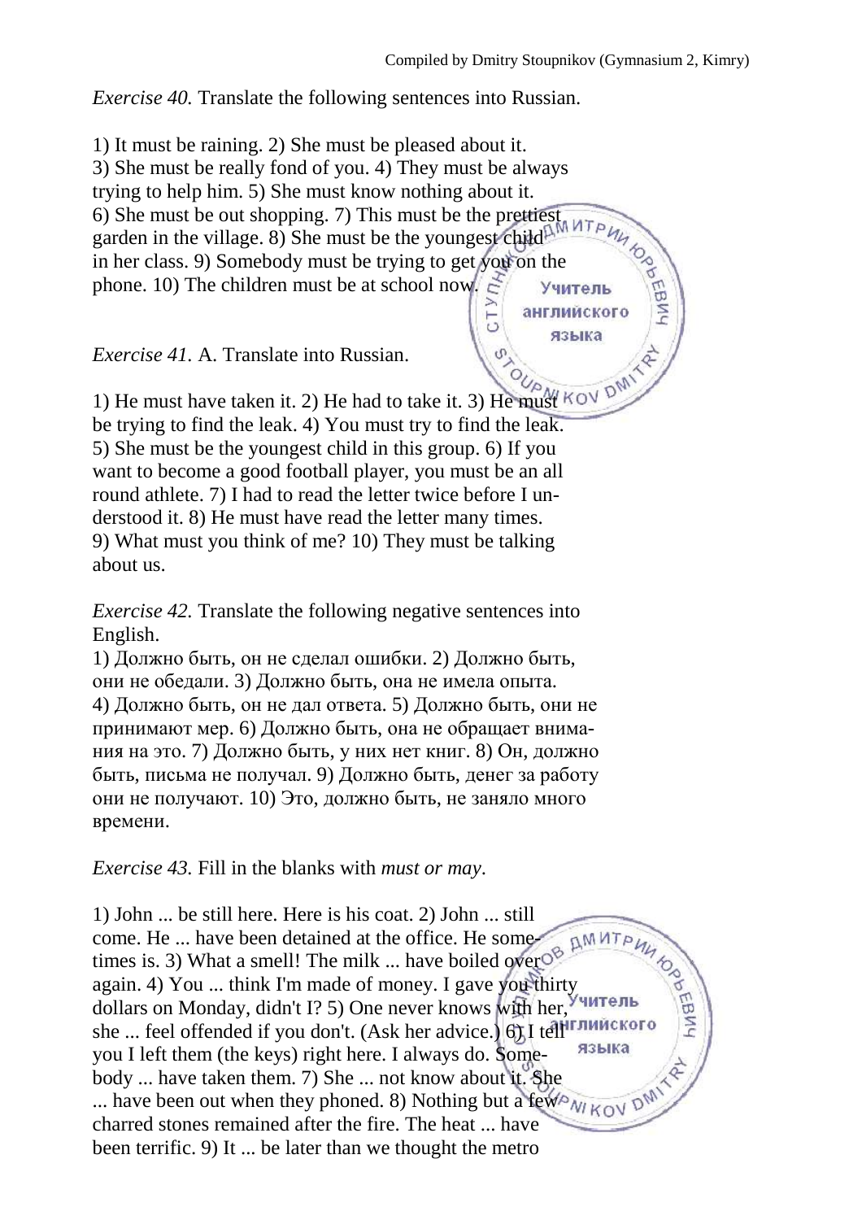*Exercise 40.* Translate the following sentences into Russian.

1) It must be raining. 2) She must be pleased about it. 3) She must be really fond of you. 4) They must be always trying to help him. 5) She must know nothing about it. 6) She must be out shopping. 7) This must be the prettiest garden in the village. 8) She must be the youngest child in her class. 9) Somebody must be trying to get you on the phone. 10) The children must be at school now.

*Exercise 41.* A. Translate into Russian.

1) He must have taken it. 2) He had to take it. 3) He must be trying to find the leak. 4) You must try to find the leak. 5) She must be the youngest child in this group. 6) If you want to become a good football player, you must be an all round athlete. 7) I had to read the letter twice before I understood it. 8) He must have read the letter many times. 9) What must you think of me? 10) They must be talking about us.

*Exercise 42.* Translate the following negative sentences into English.

1) Должно быть, он не сделал ошибки. 2) Должно быть, они не обедали. 3) Должно быть, она не имела опыта. 4) Должно быть, он не дал ответа. 5) Должно быть, они не принимают мер. 6) Должно быть, она не обращает внимания на это. 7) Должно быть, у них нет книг. 8) Он, должно быть, письма не получал. 9) Должно быть, денег за работу они не получают. 10) Это, должно быть, не заняло много времени.

*Exercise 43.* Fill in the blanks with *must or may*.

1) John ... be still here. Here is his coat. 2) John ... still come. He ... have been detained at the office. He sometimes is. 3) What a smell! The milk ... have boiled over again. 4) You ... think I'm made of money. I gave you thirty dollars on Monday, didn't I? 5) One never knows with her, she ... feel offended if you don't. (Ask her advice.) 6) I tell you I left them (the keys) right here. I always do. Somebody ... have taken them. 7) She ... not know about it. She ... have been out when they phoned. 8) Nothing but a few charred stones remained after the fire. The heat ... have been terrific. 9) It ... be later than we thought the metro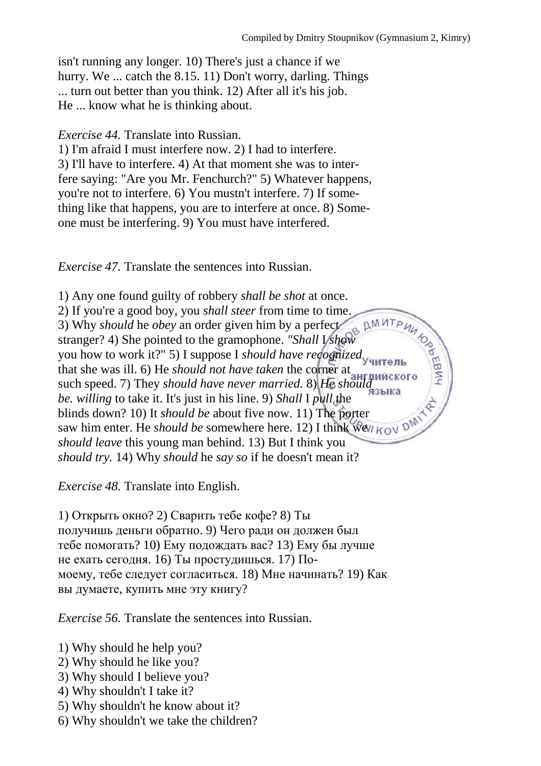isn't running any longer. 10) There's just a chance if we hurry. We ... catch the 8.15. 11) Don't worry, darling. Things ... turn out better than you think. 12) After all it's his job. He ... know what he is thinking about.

*Exercise 44.* Translate into Russian.

1) I'm afraid I must interfere now. 2) I had to interfere. 3) I'll have to interfere. 4) At that moment she was to interfere saying: "Are you Mr. Fenchurch?" 5) Whatever happens, you're not to interfere. 6) You mustn't interfere. 7) If something like that happens, you are to interfere at once. 8) Someone must be interfering. 9) You must have interfered.

*Exercise 47.* Translate the sentences into Russian.

1) Any one found guilty of robbery *shall be shot* at once. 2) If you're a good boy, you *shall steer* from time to time. 3) Why *should* he *obey* an order given him by a perfect stranger? 4) She pointed to the gramophone. *"Shall* I *show* you how to work it?" 5) I suppose I *should have recognized* that she was ill. 6) He *should not have taken* the corner at such speed. 7) They *should have never married.* 8) *He should be. willing* to take it. It's just in his line. 9) *Shall* I *pull* the blinds down? 10) It *should be* about five now. 11) The porter saw him enter. He *should be* somewhere here. 12) I think we *should leave* this young man behind. 13) But I think you *should try.* 14) Why *should* he *say so* if he doesn't mean it?

*Exercise 48.* Translate into English.

1) Открыть окно? 2) Сварить тебе кофе? 8) Ты получишь деньги обратно. 9) Чего ради он должен был тебе помогать? 10) Ему подождать вас? 13) Ему бы лучше не ехать сегодня. 16) Ты простудишься. 17) По-моему, тебе следует согласиться. 18) Мне начинать? 19) Как вы думаете, купить мне эту книгу?

*Exercise 56.* Translate the sentences into Russian.

1) Why should he help you?
2) Why should he like you?
3) Why should I believe you?
4) Why shouldn't I take it?
5) Why shouldn't he know about it?
6) Why shouldn't we take the children?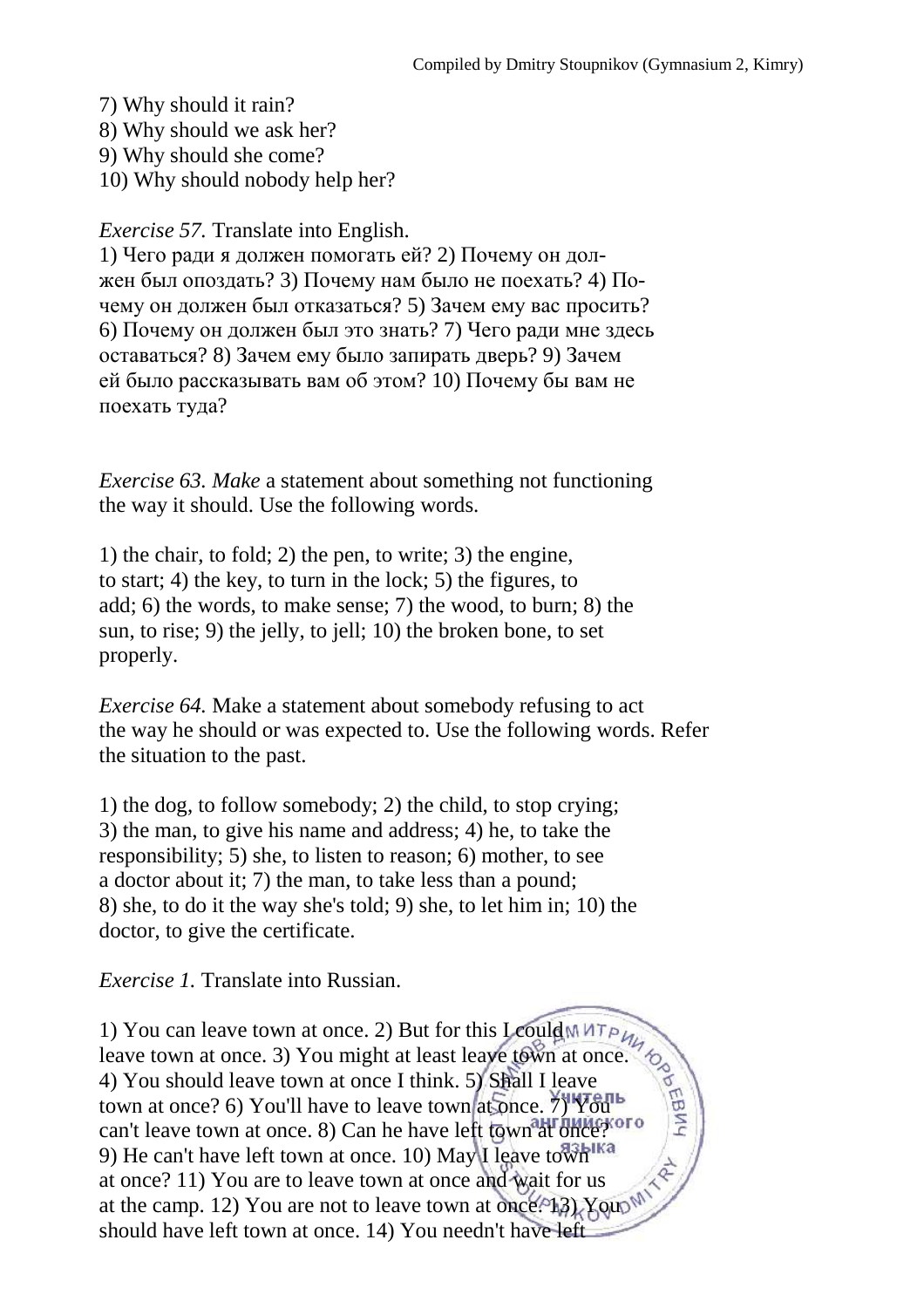7) Why should it rain?
8) Why should we ask her?
9) Why should she come?
10) Why should nobody help her?

*Exercise 57.* Translate into English.

1) Чего ради я должен помогать ей? 2) Почему он должен был опоздать? 3) Почему нам было не поехать? 4) Почему он должен был отказаться? 5) Зачем ему вас просить? 6) Почему он должен был это знать? 7) Чего ради мне здесь оставаться? 8) Зачем ему было запирать дверь? 9) Зачем ей было рассказывать вам об этом? 10) Почему бы вам не поехать туда?

*Exercise 63. Make* a statement about something not functioning the way it should. Use the following words.

1) the chair, to fold; 2) the pen, to write; 3) the engine, to start; 4) the key, to turn in the lock; 5) the figures, to add; 6) the words, to make sense; 7) the wood, to burn; 8) the sun, to rise; 9) the jelly, to jell; 10) the broken bone, to set properly.

*Exercise 64.* Make a statement about somebody refusing to act the way he should or was expected to. Use the following words. Refer the situation to the past.

1) the dog, to follow somebody; 2) the child, to stop crying; 3) the man, to give his name and address; 4) he, to take the responsibility; 5) she, to listen to reason; 6) mother, to see a doctor about it; 7) the man, to take less than a pound; 8) she, to do it the way she's told; 9) she, to let him in; 10) the doctor, to give the certificate.

*Exercise 1.* Translate into Russian.

1) You can leave town at once. 2) But for this I could leave town at once. 3) You might at least leave town at once. 4) You should leave town at once I think. 5) Shall I leave town at once? 6) You'll have to leave town at once. 7) You can't leave town at once. 8) Can he have left town at once? 9) He can't have left town at once. 10) May I leave town at once? 11) You are to leave town at once and wait for us at the camp. 12) You are not to leave town at once. 13) You should have left town at once. 14) You needn't have left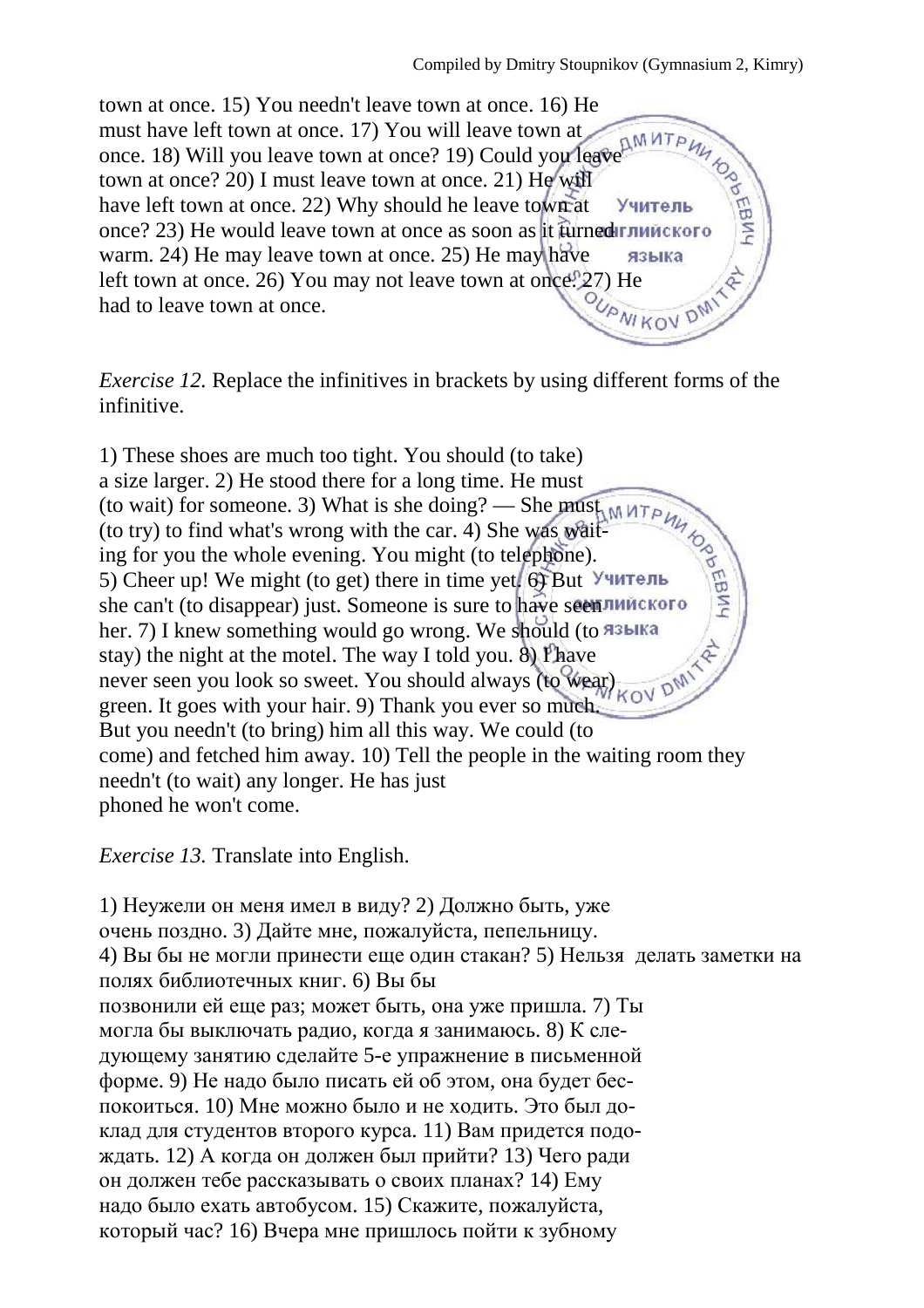town at once. 15) You needn't leave town at once. 16) He must have left town at once. 17) You will leave town at once. 18) Will you leave town at once? 19) Could you leave town at once? 20) I must leave town at once. 21) He will have left town at once. 22) Why should he leave town at once? 23) He would leave town at once as soon as it turned warm. 24) He may leave town at once. 25) He may have left town at once. 26) You may not leave town at once. 27) He had to leave town at once.

*Exercise 12.* Replace the infinitives in brackets by using different forms of the infinitive.

1) These shoes are much too tight. You should (to take) a size larger. 2) He stood there for a long time. He must (to wait) for someone. 3) What is she doing? — She must (to try) to find what's wrong with the car. 4) She was waiting for you the whole evening. You might (to telephone). 5) Cheer up! We might (to get) there in time yet. 6) But she can't (to disappear) just. Someone is sure to have seen her. 7) I knew something would go wrong. We should (to stay) the night at the motel. The way I told you. 8) I have never seen you look so sweet. You should always (to wear) green. It goes with your hair. 9) Thank you ever so much. But you needn't (to bring) him all this way. We could (to come) and fetched him away. 10) Tell the people in the waiting room they needn't (to wait) any longer. He has just phoned he won't come.

*Exercise 13.* Translate into English.

1) Неужели он меня имел в виду? 2) Должно быть, уже очень поздно. 3) Дайте мне, пожалуйста, пепельницу. 4) Вы бы не могли принести еще один стакан? 5) Нельзя делать заметки на полях библиотечных книг. 6) Вы бы позвонили ей еще раз; может быть, она уже пришла. 7) Ты могла бы выключать радио, когда я занимаюсь. 8) К следующему занятию сделайте 5-е упражнение в письменной форме. 9) Не надо было писать ей об этом, она будет беспокоиться. 10) Мне можно было и не ходить. Это был доклад для студентов второго курса. 11) Вам придется подождать. 12) А когда он должен был прийти? 13) Чего ради он должен тебе рассказывать о своих планах? 14) Ему надо было ехать автобусом. 15) Скажите, пожалуйста, который час? 16) Вчера мне пришлось пойти к зубному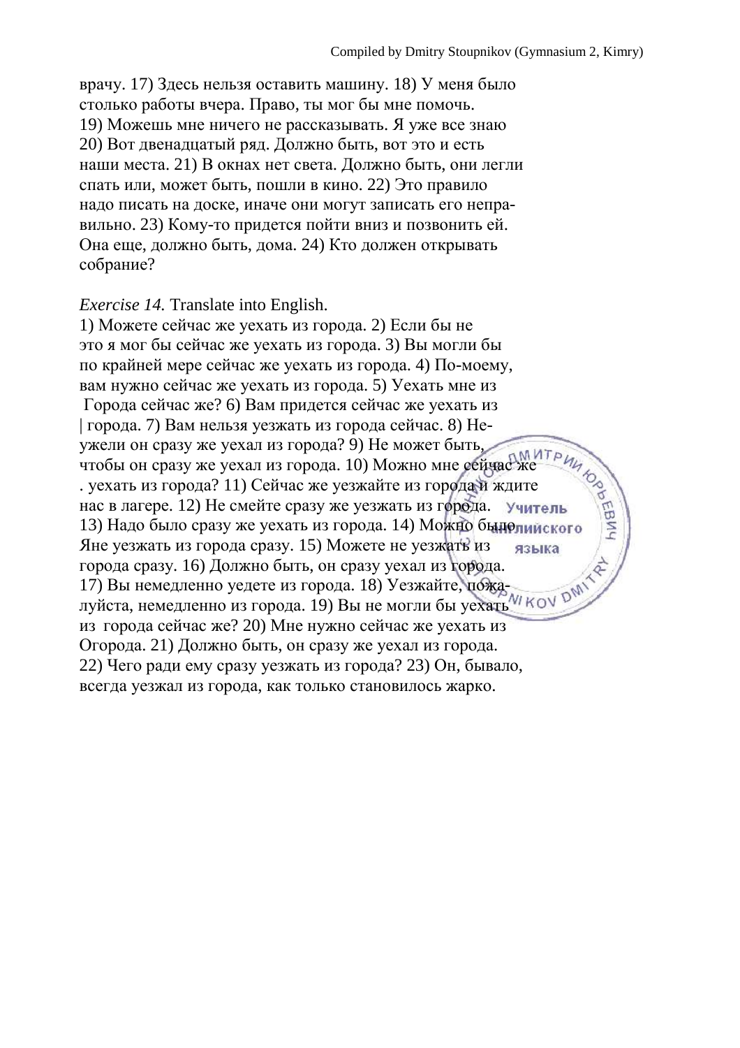врачу. 17) Здесь нельзя оставить машину. 18) У меня было столько работы вчера. Право, ты мог бы мне помочь. 19) Можешь мне ничего не рассказывать. Я уже все знаю 20) Вот двенадцатый ряд. Должно быть, вот это и есть наши места. 21) В окнах нет света. Должно быть, они легли спать или, может быть, пошли в кино. 22) Это правило надо писать на доске, иначе они могут записать его неправильно. 23) Кому-то придется пойти вниз и позвонить ей. Она еще, должно быть, дома. 24) Кто должен открывать собрание?

*Exercise 14.* Translate into English.

1) Можете сейчас же уехать из города. 2) Если бы не это я мог бы сейчас же уехать из города. 3) Вы могли бы по крайней мере сейчас же уехать из города. 4) По-моему, вам нужно сейчас же уехать из города. 5) Уехать мне из Города сейчас же? 6) Вам придется сейчас же уехать из | города. 7) Вам нельзя уезжать из города сейчас. 8) Неужели он сразу же уехал из города? 9) Не может быть, чтобы он сразу же уехал из города. 10) Можно мне сейчас же . уехать из города? 11) Сейчас же уезжайте из города и ждите нас в лагере. 12) Не смейте сразу же уезжать из города. 13) Надо было сразу же уехать из города. 14) Можно было Яне уезжать из города сразу. 15) Можете не уезжать из города сразу. 16) Должно быть, он сразу уехал из города. 17) Вы немедленно уедете из города. 18) Уезжайте, пожалуйста, немедленно из города. 19) Вы не могли бы уехать из города сейчас же? 20) Мне нужно сейчас же уехать из Огорода. 21) Должно быть, он сразу же уехал из города. 22) Чего ради ему сразу уезжать из города? 23) Он, бывало, всегда уезжал из города, как только становилось жарко.